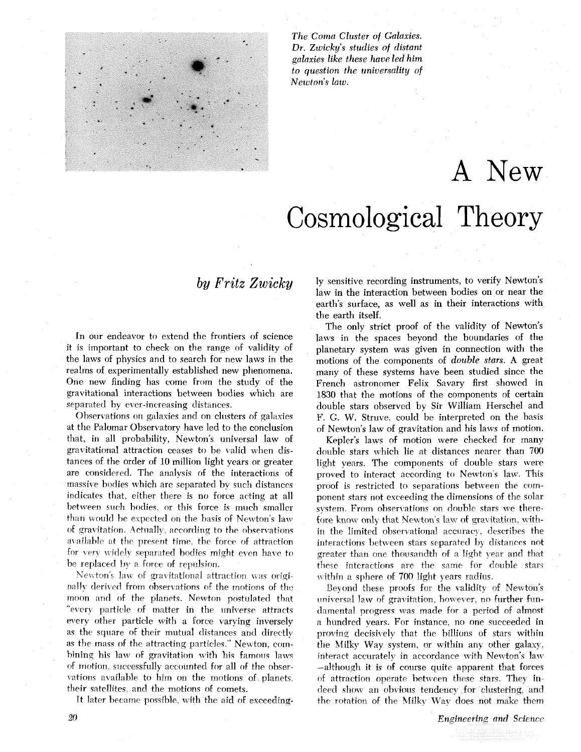*The Coma Cluster of Galaxies. Dr. Zwicky's studies of distant galaxies like these have led him to question the universality of Newton's law.*

# A New Cosmological Theory

### *by Fritz Zwicky*

In our endeavor to extend the frontiers of science it is important to check on the range of validity of the laws of physics and to search for new laws in the realms of experimentally established new phenomena. One new finding has come from the study of the gravitational interactions between bodies which are separated by ever-increasing distances.

Observations on galaxies and on clusters of galaxies at the Palomar Observatory have led to the conclusion that, in all probability, Newton's universal law of gravitational attraction ceases to be valid when distances of the order of 10 million light years or greater are considered. The analysis of the interactions of massive bodies which are separated by such distances indicates that, either there is no force acting at all between such bodies, or this force is much smaller than would be expected on the basis of Newton's law of gravitation. Actually, according to the observations available at the present time, the force of attraction for very widely separated bodies might even have to be replaced by a force of repulsion.

Newton's law of gravitational attraction was originally derived from observations of the motions of the moon and of the planets. Newton postulated that "every particle of matter in the universe attracts every other particle with a force varying inversely as the square of their mutual distances and directly as the mass of the attracting particles." Newton, combining his law of gravitation with his famous laws of motion, successfully accounted for all of the observations available to him on the motions of planets, their satellites, and the motions of comets.

It later became possible, with the aid of exceedingly sensitive recording instruments, to verify Newton's law in the interaction between bodies on or near the earth's surface, as well as in their interactions with the earth itself.

The only strict proof of the validity of Newton's laws in the spaces beyond the boundaries of the planetary system was given in connection with the motions of the components of *double stars*. A great many of these systems have been studied since the French astronomer Felix Savary first showed in 1830 that the motions of the components of certain double stars observed by Sir William Herschel and F. G. W. Struve, could be interpreted on the basis of Newton's law of gravitation and his laws of motion.

Kepler's laws of motion were checked for many double stars which lie at distances nearer than 700 light years. The components of double stars were proved to interact according to Newton's law. This proof is restricted to separations between the component stars not exceeding the dimensions of the solar system. From observations on double stars we therefore know only that Newton's law of gravitation, within the limited observational accuracy, describes the interactions between stars separated by distances not greater than one thousandth of a light year and that these interactions are the same for double stars within a sphere of 700 light years radius.

Beyond these proofs for the validity of Newton's universal law of gravitation, however, no further fundamental progress was made for a period of almost a hundred years. For instance, no one succeeded in proving decisively that the billions of stars within the Milky Way system, or within any other galaxy, interact accurately in accordance with Newton's law —although it is of course quite apparent that forces of attraction operate between these stars. They indeed show an obvious tendency for clustering, and the rotation of the Milky Way does not make them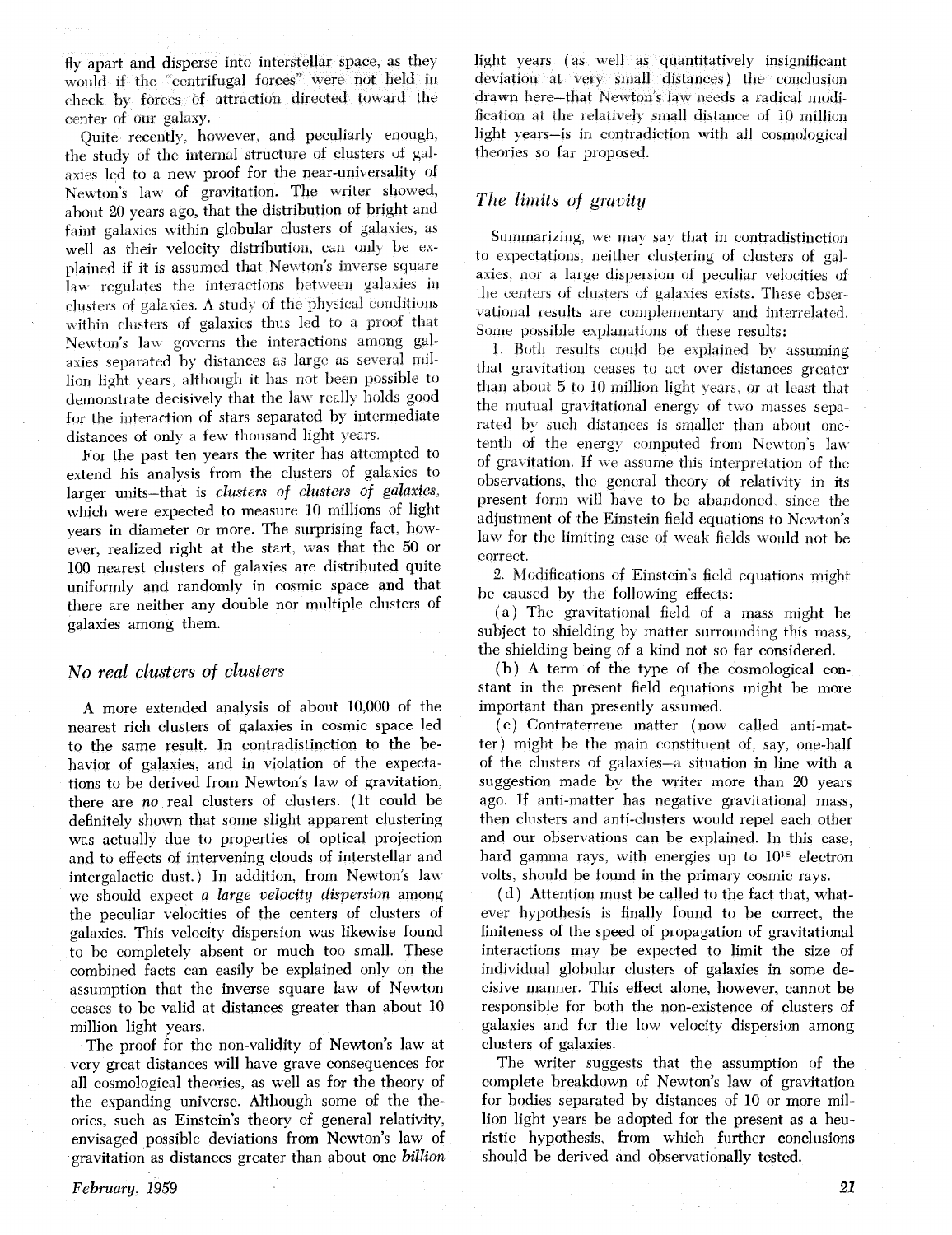fly apart and disperse into interstellar space, as they would if the "centrifugal forces" were not held in check by forces of attraction directed toward the center of our galaxy.

Quite recently, however, and peculiarly enough, the study of the internal structure of clusters of galaxies led to a new proof for the near-universality of Newton's law of gravitation. The writer showed, about 20 years ago, that the distribution of bright and faint galaxies within globular clusters of galaxies, as well as their velocity distribution, can only be explained if it is assumed that Newton's inverse square law regulates the interactions between galaxies in clusters of galaxies. A study of the physical conditions within clusters of galaxies thus led to a proof that Newton's law governs the interactions among galaxies separated by distances as large as several million light years, although it has not been possible to demonstrate decisively that the law really holds good for the interaction of stars separated by intermediate distances of only a few thousand light years.

For the past ten years the writer has attempted to extend his analysis from the clusters of galaxies to larger units—that is *clusters of clusters of galaxies*, which were expected to measure 10 millions of light years in diameter or more. The surprising fact, however, realized right at the start, was that the 50 or 100 nearest clusters of galaxies are distributed quite uniformly and randomly in cosmic space and that there are neither any double nor multiple clusters of galaxies among them.

## *No real clusters of clusters*

A more extended analysis of about 10,000 of the nearest rich clusters of galaxies in cosmic space led to the same result. In contradistinction to the behavior of galaxies, and in violation of the expectations to be derived from Newton's law of gravitation, there are *no* real clusters of clusters. (It could be definitely shown that some slight apparent clustering was actually due to properties of optical projection and to effects of intervening clouds of interstellar and intergalactic dust.) In addition, from Newton's law we should expect *a large velocity dispersion* among the peculiar velocities of the centers of clusters of galaxies. This velocity dispersion was likewise found to be completely absent or much too small. These combined facts can easily be explained only on the assumption that the inverse square law of Newton ceases to be valid at distances greater than about 10 million light years.

The proof for the non-validity of Newton's law at very great distances will have grave consequences for all cosmological theories, as well as for the theory of the expanding universe. Although some of the theories, such as Einstein's theory of general relativity, envisaged possible deviations from Newton's law of gravitation as distances greater than about one *billion* light years (as well as quantitatively insignificant deviation at very small distances) the conclusion drawn here—that Newton's law needs a radical modification at the relatively small distance of 10 million light years—is in contradiction with all cosmological theories so far proposed.

## *The limits of gravity*

Summarizing, we may say that in contradistinction to expectations, neither clustering of clusters of galaxies, nor a large dispersion of peculiar velocities of the centers of clusters of galaxies exists. These observational results are complementary and interrelated. Some possible explanations of these results:

1. Both results could be explained by assuming that gravitation ceases to act over distances greater than about 5 to 10 million light years, or at least that the mutual gravitational energy of two masses separated by such distances is smaller than about one-tenth of the energy computed from Newton's law of gravitation. If we assume this interpretation of the observations, the general theory of relativity in its present form will have to be abandoned, since the adjustment of the Einstein field equations to Newton's law for the limiting case of weak fields would not be correct.

2. Modifications of Einstein's field equations might be caused by the following effects:

(a) The gravitational field of a mass might be subject to shielding by matter surrounding this mass, the shielding being of a kind not so far considered.

(b) A term of the type of the cosmological constant in the present field equations might be more important than presently assumed.

(c) Contraterrene matter (now called anti-matter) might be the main constituent of, say, one-half of the clusters of galaxies—a situation in line with a suggestion made by the writer more than 20 years ago. If anti-matter has negative gravitational mass, then clusters and anti-clusters would repel each other and our observations can be explained. In this case, hard gamma rays, with energies up to $10^{15}$ electron volts, should be found in the primary cosmic rays.

(d) Attention must be called to the fact that, whatever hypothesis is finally found to be correct, the finiteness of the speed of propagation of gravitational interactions may be expected to limit the size of individual globular clusters of galaxies in some decisive manner. This effect alone, however, cannot be responsible for both the non-existence of clusters of galaxies and for the low velocity dispersion among clusters of galaxies.

The writer suggests that the assumption of the complete breakdown of Newton's law of gravitation for bodies separated by distances of 10 or more million light years be adopted for the present as a heuristic hypothesis, from which further conclusions should be derived and observationally tested.